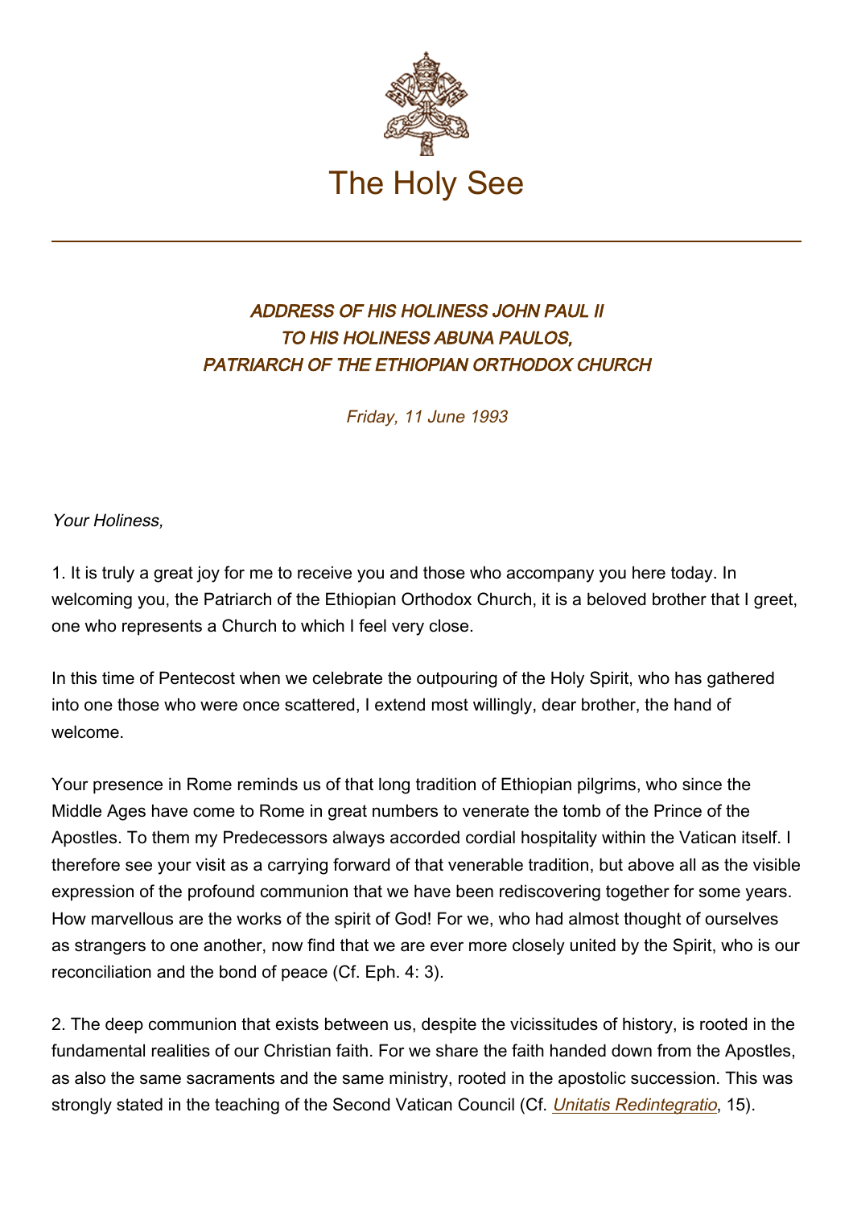# The Holy See

### *ADDRESS OF HIS HOLINESS JOHN PAUL II TO HIS HOLINESS ABUNA PAULOS, PATRIARCH OF THE ETHIOPIAN ORTHODOX CHURCH*

*Friday, 11 June 1993*

*Your Holiness,*

1. It is truly a great joy for me to receive you and those who accompany you here today. In welcoming you, the Patriarch of the Ethiopian Orthodox Church, it is a beloved brother that I greet, one who represents a Church to which I feel very close.

In this time of Pentecost when we celebrate the outpouring of the Holy Spirit, who has gathered into one those who were once scattered, I extend most willingly, dear brother, the hand of welcome.

Your presence in Rome reminds us of that long tradition of Ethiopian pilgrims, who since the Middle Ages have come to Rome in great numbers to venerate the tomb of the Prince of the Apostles. To them my Predecessors always accorded cordial hospitality within the Vatican itself. I therefore see your visit as a carrying forward of that venerable tradition, but above all as the visible expression of the profound communion that we have been rediscovering together for some years. How marvellous are the works of the spirit of God! For we, who had almost thought of ourselves as strangers to one another, now find that we are ever more closely united by the Spirit, who is our reconciliation and the bond of peace (Cf. Eph. 4: 3).

2. The deep communion that exists between us, despite the vicissitudes of history, is rooted in the fundamental realities of our Christian faith. For we share the faith handed down from the Apostles, as also the same sacraments and the same ministry, rooted in the apostolic succession. This was strongly stated in the teaching of the Second Vatican Council (Cf. *Unitatis Redintegratio*, 15).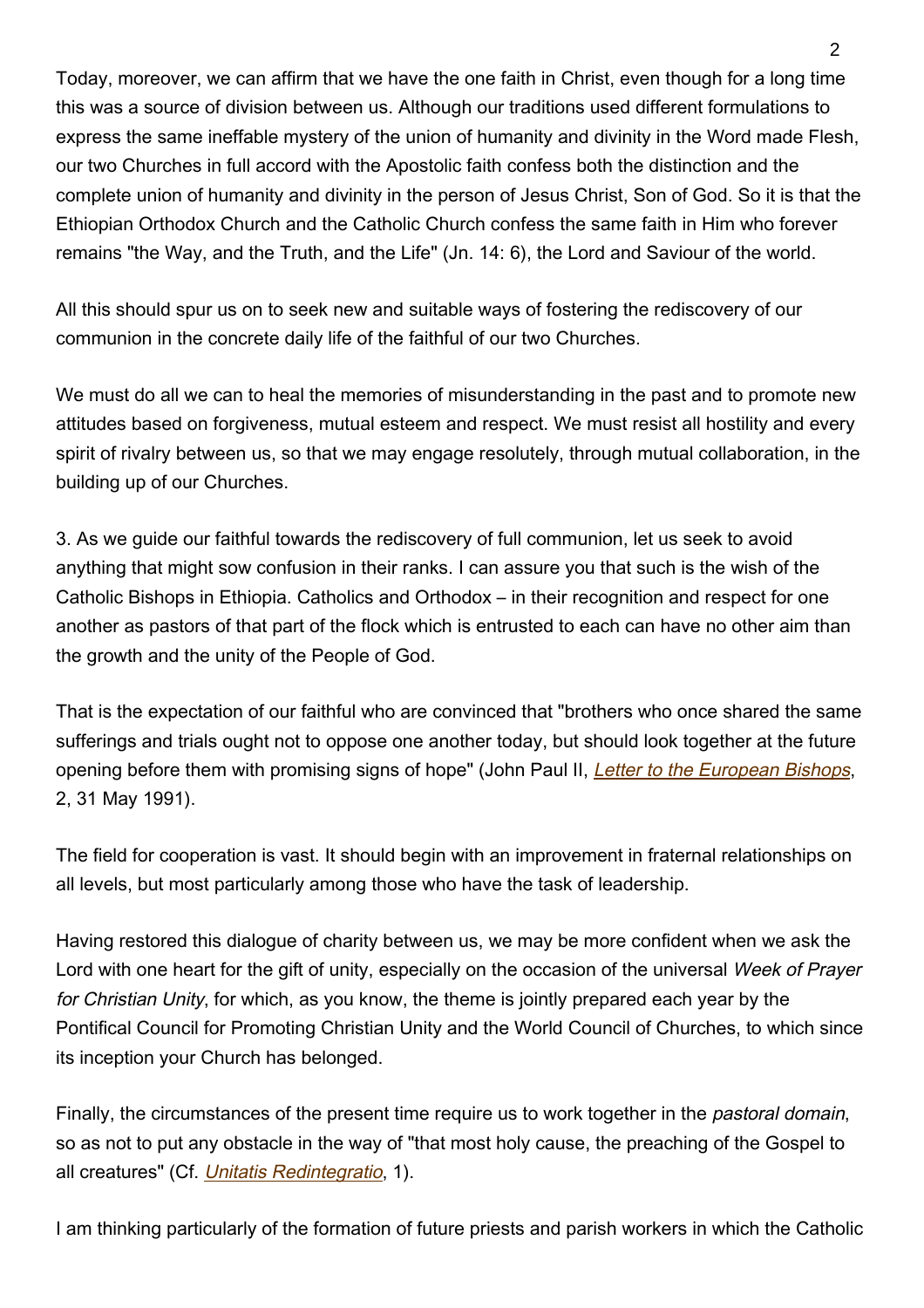Today, moreover, we can affirm that we have the one faith in Christ, even though for a long time this was a source of division between us. Although our traditions used different formulations to express the same ineffable mystery of the union of humanity and divinity in the Word made Flesh, our two Churches in full accord with the Apostolic faith confess both the distinction and the complete union of humanity and divinity in the person of Jesus Christ, Son of God. So it is that the Ethiopian Orthodox Church and the Catholic Church confess the same faith in Him who forever remains "the Way, and the Truth, and the Life" (Jn. 14: 6), the Lord and Saviour of the world.

All this should spur us on to seek new and suitable ways of fostering the rediscovery of our communion in the concrete daily life of the faithful of our two Churches.

We must do all we can to heal the memories of misunderstanding in the past and to promote new attitudes based on forgiveness, mutual esteem and respect. We must resist all hostility and every spirit of rivalry between us, so that we may engage resolutely, through mutual collaboration, in the building up of our Churches.

3. As we guide our faithful towards the rediscovery of full communion, let us seek to avoid anything that might sow confusion in their ranks. I can assure you that such is the wish of the Catholic Bishops in Ethiopia. Catholics and Orthodox – in their recognition and respect for one another as pastors of that part of the flock which is entrusted to each can have no other aim than the growth and the unity of the People of God.

That is the expectation of our faithful who are convinced that "brothers who once shared the same sufferings and trials ought not to oppose one another today, but should look together at the future opening before them with promising signs of hope" (John Paul II, *Letter to the European Bishops*, 2, 31 May 1991).

The field for cooperation is vast. It should begin with an improvement in fraternal relationships on all levels, but most particularly among those who have the task of leadership.

Having restored this dialogue of charity between us, we may be more confident when we ask the Lord with one heart for the gift of unity, especially on the occasion of the universal *Week of Prayer for Christian Unity*, for which, as you know, the theme is jointly prepared each year by the Pontifical Council for Promoting Christian Unity and the World Council of Churches, to which since its inception your Church has belonged.

Finally, the circumstances of the present time require us to work together in the *pastoral domain*, so as not to put any obstacle in the way of "that most holy cause, the preaching of the Gospel to all creatures" (Cf. *Unitatis Redintegratio*, 1).

I am thinking particularly of the formation of future priests and parish workers in which the Catholic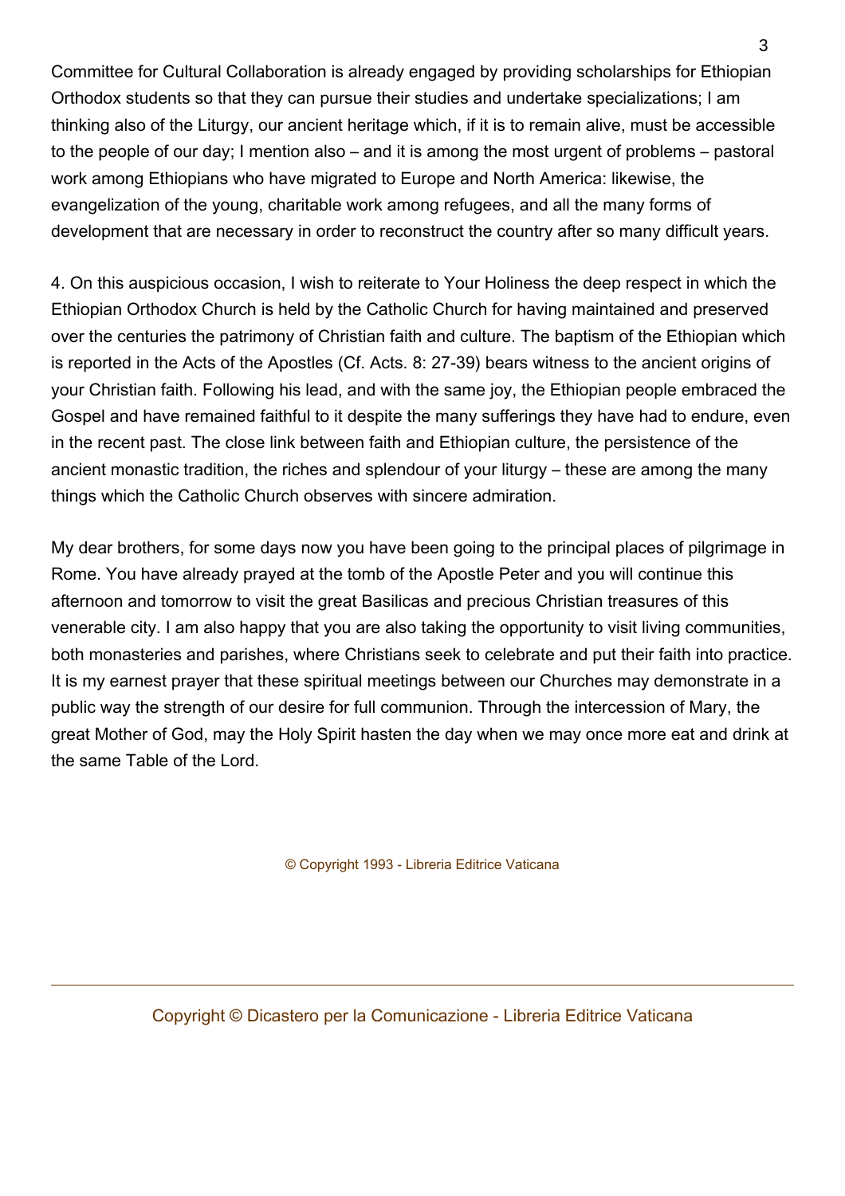Committee for Cultural Collaboration is already engaged by providing scholarships for Ethiopian Orthodox students so that they can pursue their studies and undertake specializations; I am thinking also of the Liturgy, our ancient heritage which, if it is to remain alive, must be accessible to the people of our day; I mention also – and it is among the most urgent of problems – pastoral work among Ethiopians who have migrated to Europe and North America: likewise, the evangelization of the young, charitable work among refugees, and all the many forms of development that are necessary in order to reconstruct the country after so many difficult years.

4. On this auspicious occasion, I wish to reiterate to Your Holiness the deep respect in which the Ethiopian Orthodox Church is held by the Catholic Church for having maintained and preserved over the centuries the patrimony of Christian faith and culture. The baptism of the Ethiopian which is reported in the Acts of the Apostles (Cf. Acts. 8: 27-39) bears witness to the ancient origins of your Christian faith. Following his lead, and with the same joy, the Ethiopian people embraced the Gospel and have remained faithful to it despite the many sufferings they have had to endure, even in the recent past. The close link between faith and Ethiopian culture, the persistence of the ancient monastic tradition, the riches and splendour of your liturgy – these are among the many things which the Catholic Church observes with sincere admiration.

My dear brothers, for some days now you have been going to the principal places of pilgrimage in Rome. You have already prayed at the tomb of the Apostle Peter and you will continue this afternoon and tomorrow to visit the great Basilicas and precious Christian treasures of this venerable city. I am also happy that you are also taking the opportunity to visit living communities, both monasteries and parishes, where Christians seek to celebrate and put their faith into practice. It is my earnest prayer that these spiritual meetings between our Churches may demonstrate in a public way the strength of our desire for full communion. Through the intercession of Mary, the great Mother of God, may the Holy Spirit hasten the day when we may once more eat and drink at the same Table of the Lord.

© Copyright 1993 - Libreria Editrice Vaticana

Copyright © Dicastero per la Comunicazione - Libreria Editrice Vaticana